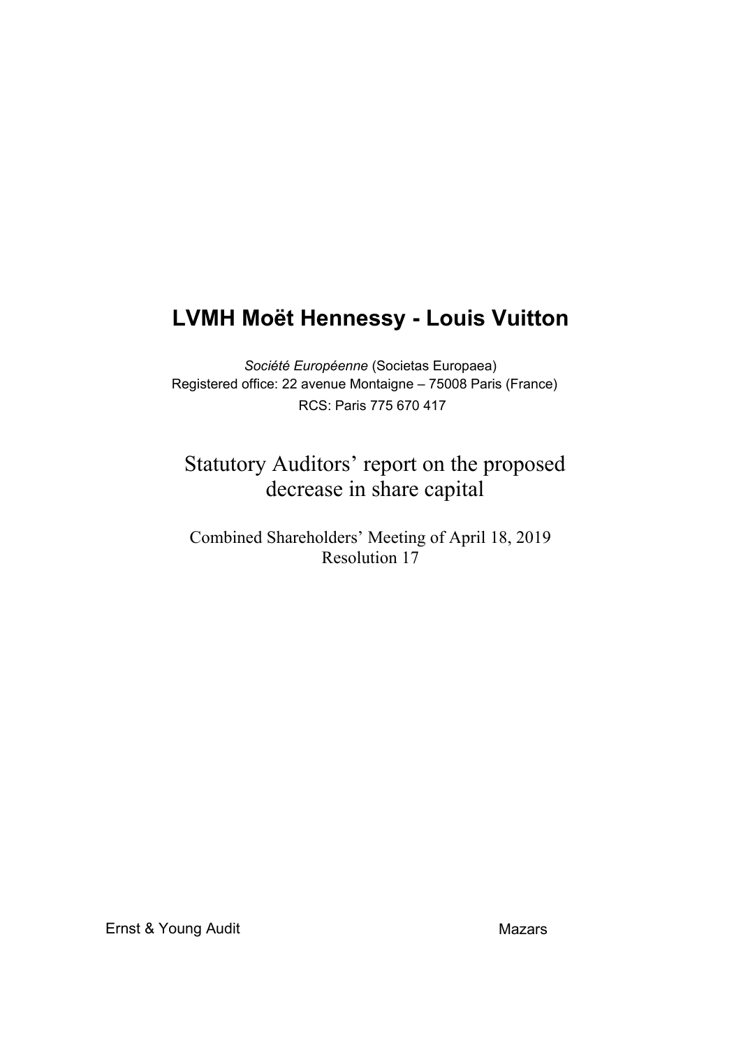# LVMH Moët Hennessy - Louis Vuitton

*Société Européenne* (Societas Europaea)
Registered office: 22 avenue Montaigne – 75008 Paris (France)
RCS: Paris 775 670 417

## Statutory Auditors' report on the proposed decrease in share capital

Combined Shareholders' Meeting of April 18, 2019
Resolution 17

Ernst & Young Audit

Mazars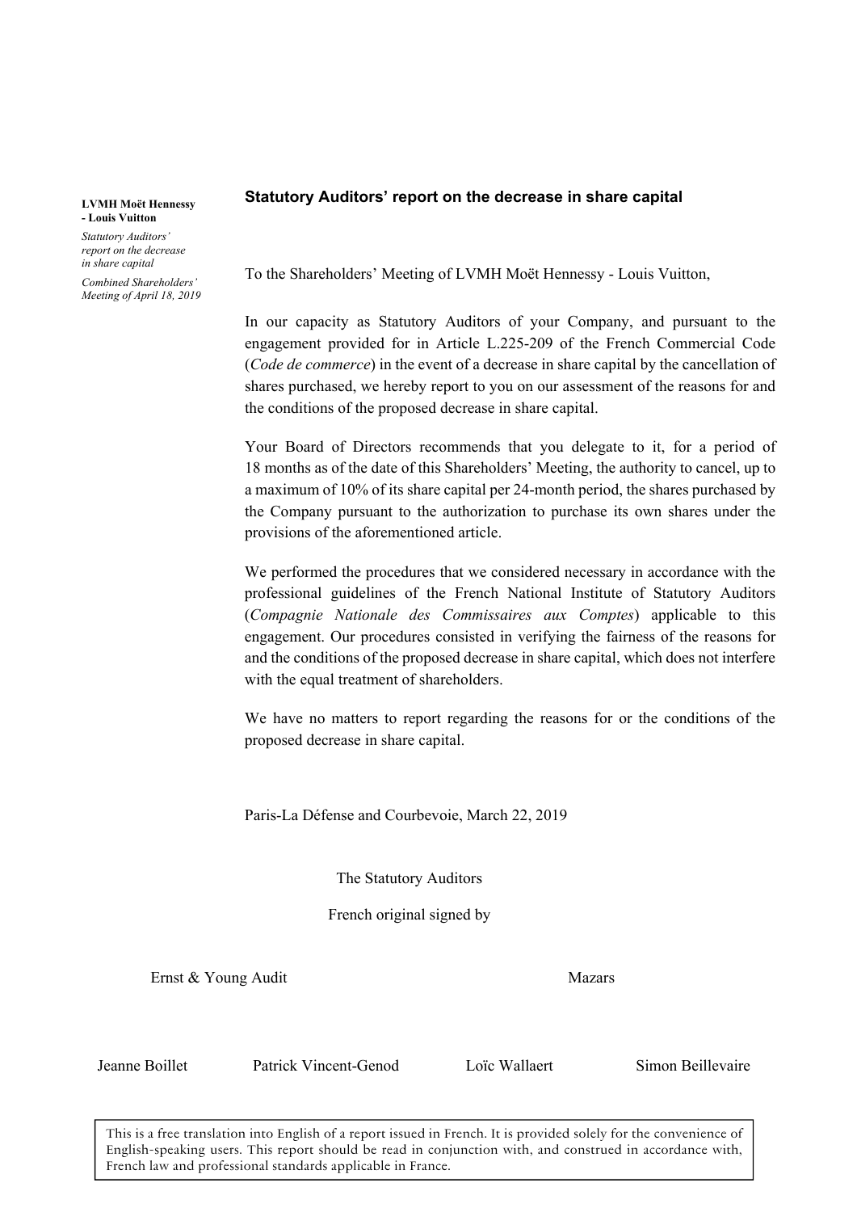LVMH Moët Hennessy - Louis Vuitton

*Statutory Auditors' report on the decrease in share capital*

*Combined Shareholders' Meeting of April 18, 2019*

## Statutory Auditors' report on the decrease in share capital

To the Shareholders' Meeting of LVMH Moët Hennessy - Louis Vuitton,

In our capacity as Statutory Auditors of your Company, and pursuant to the engagement provided for in Article L.225-209 of the French Commercial Code (*Code de commerce*) in the event of a decrease in share capital by the cancellation of shares purchased, we hereby report to you on our assessment of the reasons for and the conditions of the proposed decrease in share capital.

Your Board of Directors recommends that you delegate to it, for a period of 18 months as of the date of this Shareholders' Meeting, the authority to cancel, up to a maximum of 10% of its share capital per 24-month period, the shares purchased by the Company pursuant to the authorization to purchase its own shares under the provisions of the aforementioned article.

We performed the procedures that we considered necessary in accordance with the professional guidelines of the French National Institute of Statutory Auditors (*Compagnie Nationale des Commissaires aux Comptes*) applicable to this engagement. Our procedures consisted in verifying the fairness of the reasons for and the conditions of the proposed decrease in share capital, which does not interfere with the equal treatment of shareholders.

We have no matters to report regarding the reasons for or the conditions of the proposed decrease in share capital.

Paris-La Défense and Courbevoie, March 22, 2019

The Statutory Auditors

French original signed by

Ernst & Young Audit

Jeanne Boillet

Patrick Vincent-Genod

Mazars

Loïc Wallaert

Simon Beillevaire

This is a free translation into English of a report issued in French. It is provided solely for the convenience of English-speaking users. This report should be read in conjunction with, and construed in accordance with, French law and professional standards applicable in France.